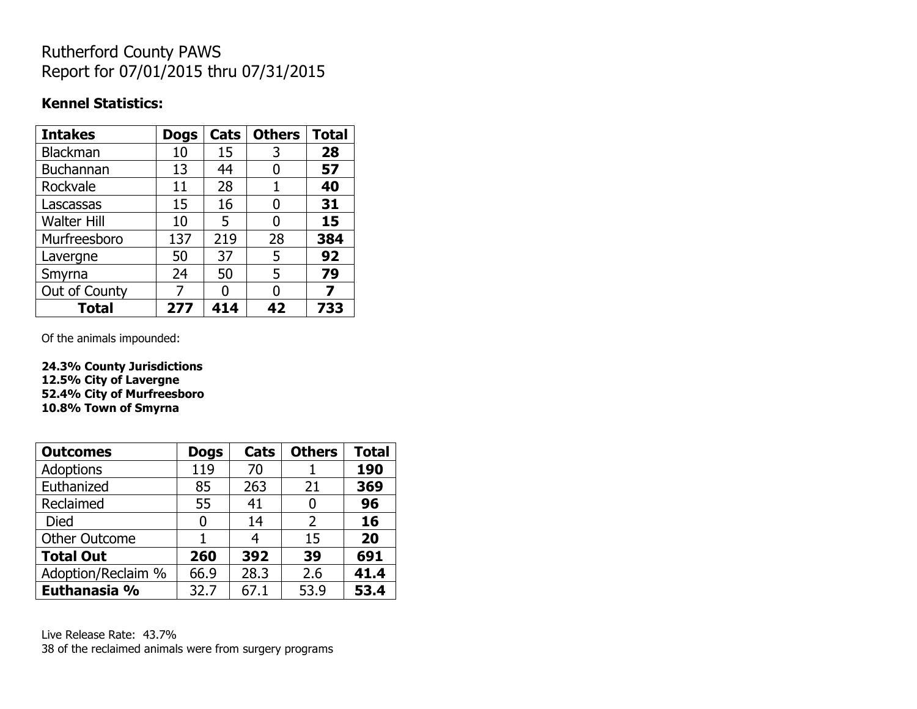# Rutherford County PAWS
# Report for 07/01/2015 thru 07/31/2015

**Kennel Statistics:**

| Intakes | Dogs | Cats | Others | Total |
|---|---|---|---|---|
| Blackman | 10 | 15 | 3 | **28** |
| Buchannan | 13 | 44 | 0 | **57** |
| Rockvale | 11 | 28 | 1 | **40** |
| Lascassas | 15 | 16 | 0 | **31** |
| Walter Hill | 10 | 5 | 0 | **15** |
| Murfreesboro | 137 | 219 | 28 | **384** |
| Lavergne | 50 | 37 | 5 | **92** |
| Smyrna | 24 | 50 | 5 | **79** |
| Out of County | 7 | 0 | 0 | **7** |
| **Total** | **277** | **414** | **42** | **733** |

Of the animals impounded:

**24.3% County Jurisdictions**
**12.5% City of Lavergne**
**52.4% City of Murfreesboro**
**10.8% Town of Smyrna**

| Outcomes | Dogs | Cats | Others | Total |
|---|---|---|---|---|
| Adoptions | 119 | 70 | 1 | **190** |
| Euthanized | 85 | 263 | 21 | **369** |
| Reclaimed | 55 | 41 | 0 | **96** |
| Died | 0 | 14 | 2 | **16** |
| Other Outcome | 1 | 4 | 15 | **20** |
| **Total Out** | **260** | **392** | **39** | **691** |
| Adoption/Reclaim % | 66.9 | 28.3 | 2.6 | **41.4** |
| **Euthanasia %** | 32.7 | 67.1 | 53.9 | **53.4** |

Live Release Rate: 43.7%
38 of the reclaimed animals were from surgery programs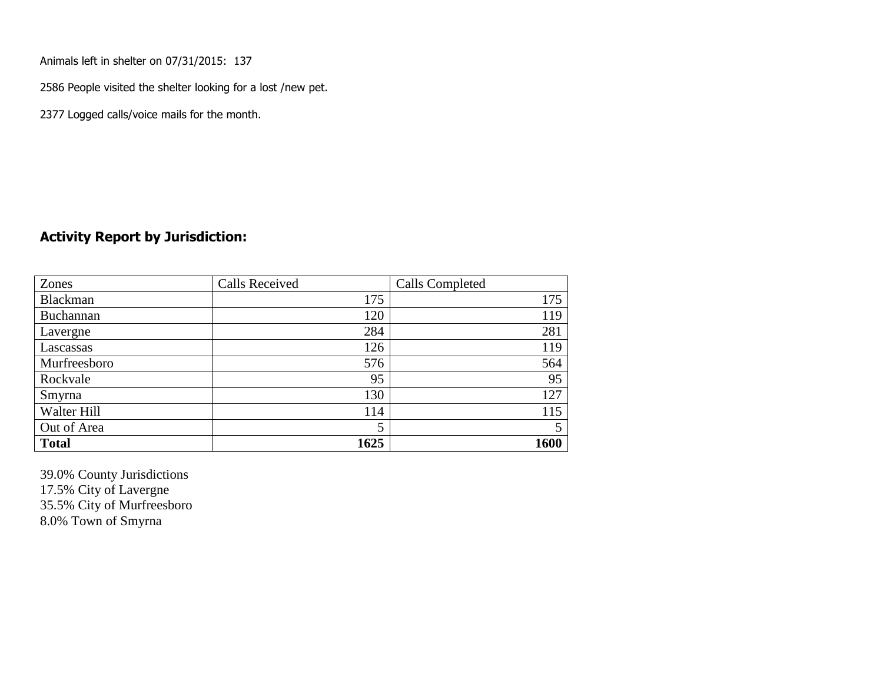Animals left in shelter on 07/31/2015: 137

2586 People visited the shelter looking for a lost /new pet.

2377 Logged calls/voice mails for the month.

## Activity Report by Jurisdiction:

| Zones | Calls Received | Calls Completed |
|---|---|---|
| Blackman | 175 | 175 |
| Buchannan | 120 | 119 |
| Lavergne | 284 | 281 |
| Lascassas | 126 | 119 |
| Murfreesboro | 576 | 564 |
| Rockvale | 95 | 95 |
| Smyrna | 130 | 127 |
| Walter Hill | 114 | 115 |
| Out of Area | 5 | 5 |
| **Total** | **1625** | **1600** |

39.0% County Jurisdictions
17.5% City of Lavergne
35.5% City of Murfreesboro
8.0% Town of Smyrna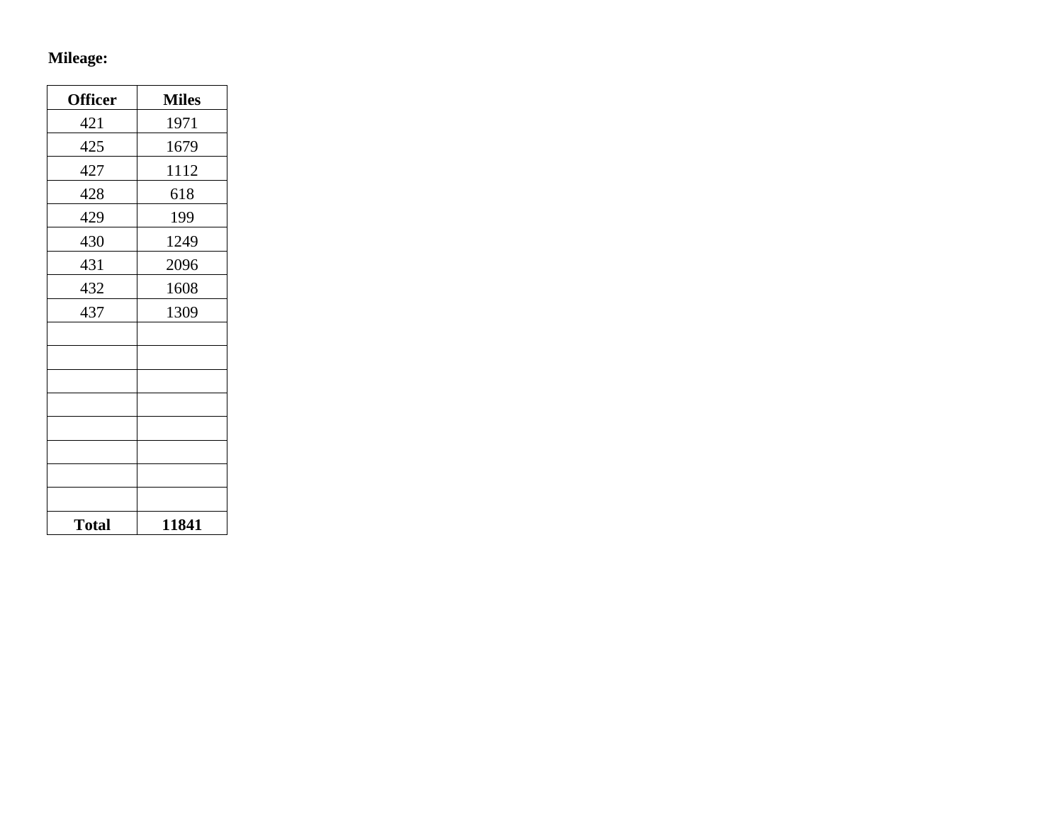**Mileage:**

| Officer | Miles |
|---|---|
| 421 | 1971 |
| 425 | 1679 |
| 427 | 1112 |
| 428 | 618 |
| 429 | 199 |
| 430 | 1249 |
| 431 | 2096 |
| 432 | 1608 |
| 437 | 1309 |
| | |
| | |
| | |
| | |
| | |
| | |
| | |
| | |
| **Total** | **11841** |